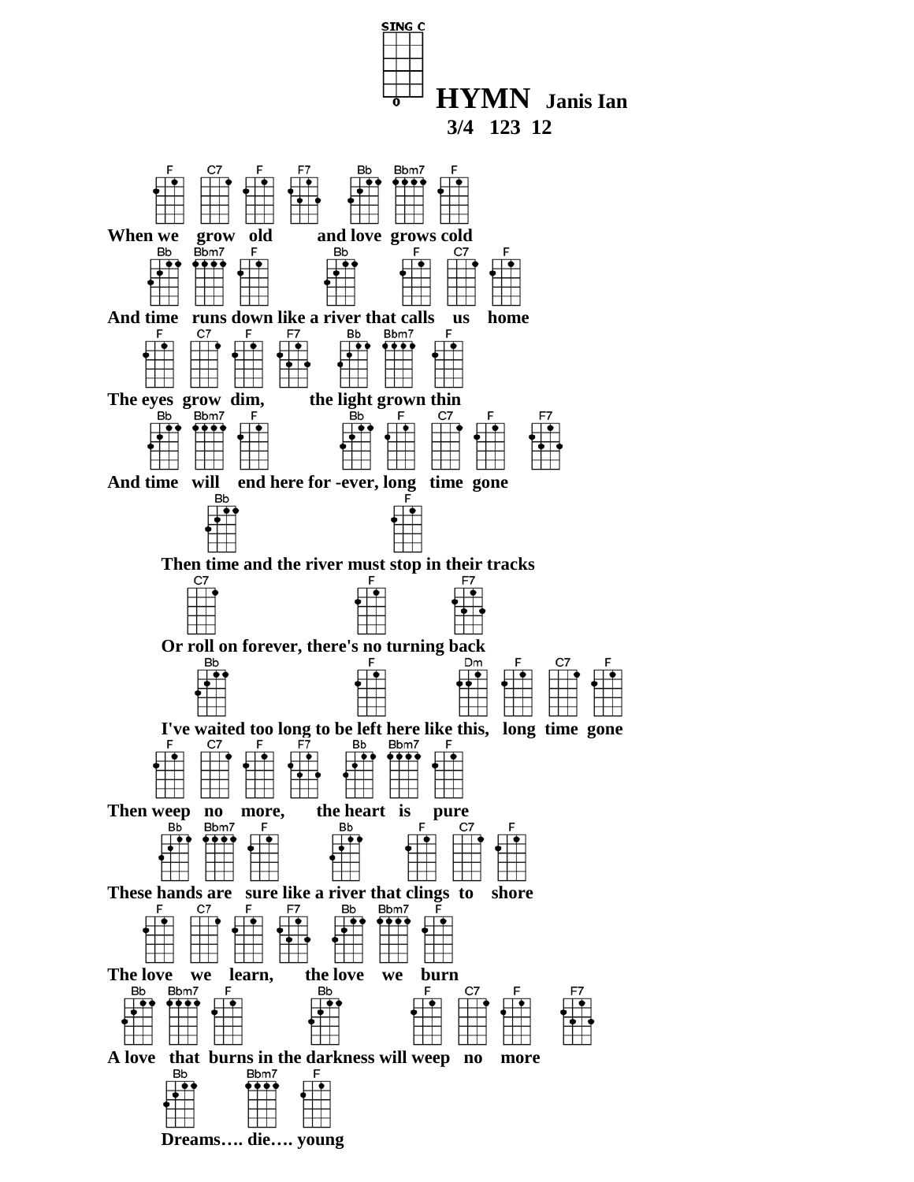SING C

# HYMN Janis Ian

**3/4 123 12**

```
F    C7    F     F7     Bb   Bbm7  F
When we  grow  old     and love  grows cold

    Bb    Bbm7   F              Bb          F     C7    F
And time  runs down like a river that calls  us   home

    F    C7    F     F7        Bb   Bbm7     F
The eyes grow  dim,     the light grown thin

    Bb    Bbm7   F               Bb     F      C7    F    F7
And time  will   end here for -ever, long  time  gone

              Bb                     F
     Then time and the river must stop in their tracks

       C7                     F            F7
     Or roll on forever, there's no turning back

       Bb                   F               Dm     F     C7    F
     I've waited too long to be left here like this,  long  time  gone

    F     C7    F      F7        Bb    Bbm7  F
Then weep  no   more,     the heart  is    pure

      Bb    Bbm7   F             Bb        F     C7     F
These hands are  sure like a river that clings  to   shore

    F    C7    F      F7       Bb    Bbm7  F
The love  we   learn,    the love   we   burn

  Bb    Bbm7  F             Bb                F     C7    F     F7
A love  that  burns in the darkness will weep  no   more

       Bb        Bbm7     F
     Dreams…. die…. young
```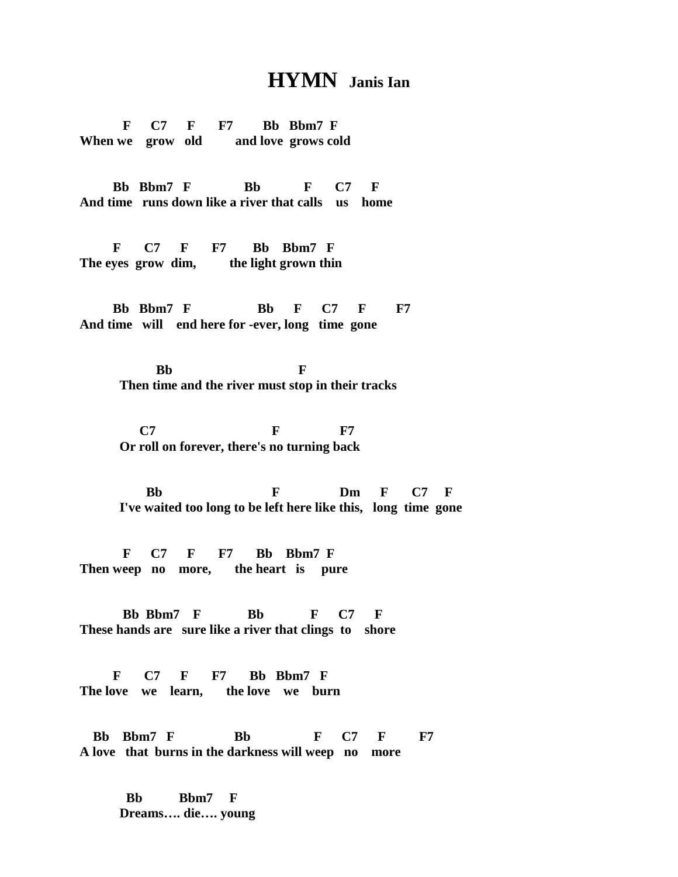# HYMN **Janis Ian**

```
         F      C7     F      F7        Bb   Bbm7  F
When we    grow   old         and love  grows cold

       Bb   Bbm7   F              Bb           F      C7     F
And time   runs down like a river that calls    us    home

       F      C7     F      F7       Bb    Bbm7  F
The eyes  grow  dim,         the light grown thin

       Bb   Bbm7   F                 Bb      F      C7     F        F7
And time   will    end here for -ever, long   time  gone

              Bb                              F
         Then time and the river must stop in their tracks

           C7                           F               F7
         Or roll on forever, there's no turning back

            Bb                          F              Dm      F      C7    F
         I've waited too long to be left here like this,   long  time  gone

         F      C7     F      F7      Bb    Bbm7  F
Then weep   no    more,       the heart   is     pure

         Bb  Bbm7    F            Bb           F      C7     F
These hands are   sure like a river that clings  to    shore

       F      C7     F      F7      Bb   Bbm7   F
The love    we    learn,      the love    we    burn

   Bb    Bbm7   F              Bb              F      C7     F         F7
A love   that  burns in the darkness will weep   no    more

          Bb         Bbm7    F
         Dreams…. die…. young
```